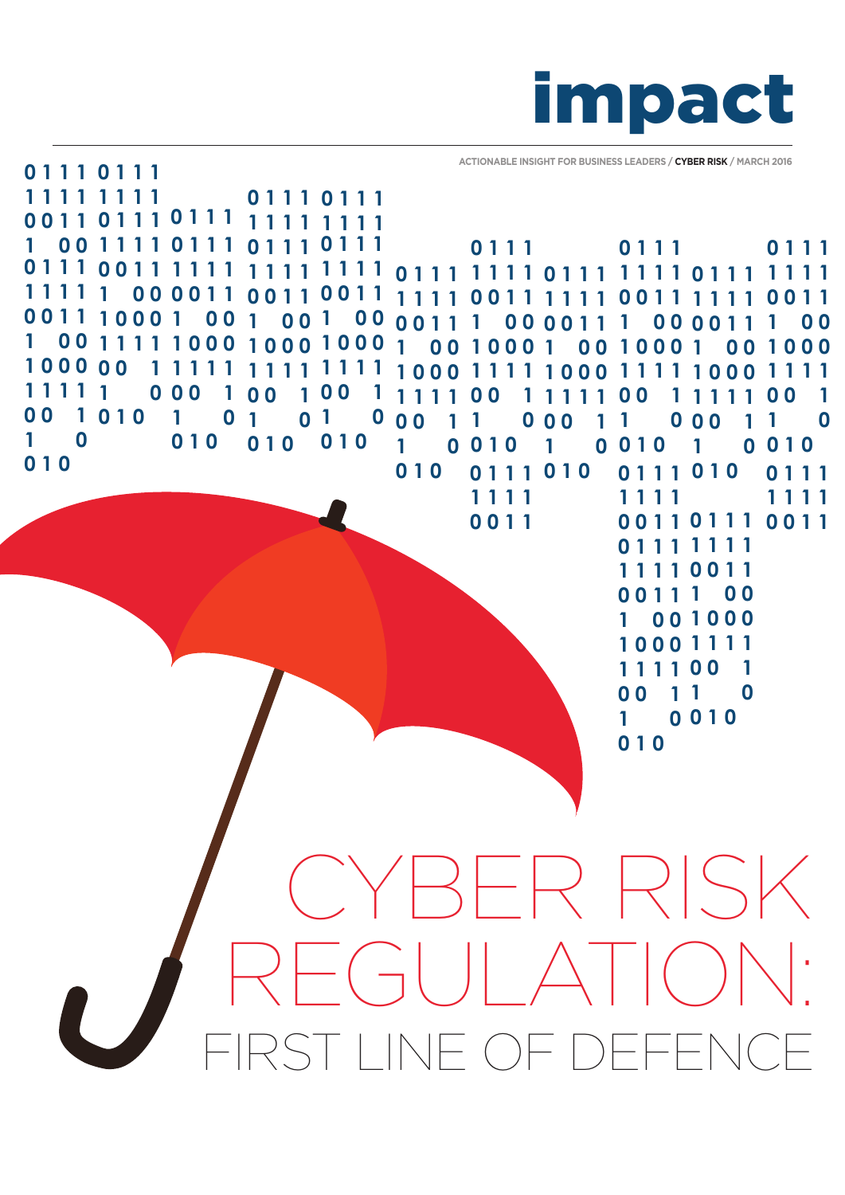# impact

ACTIONABLE INSIGHT FOR BUSINESS LEADERS / **CYBER RISK** / MARCH 2016

# CYBER RISK REGULATION:

## FIRST LINE OF DEFENCE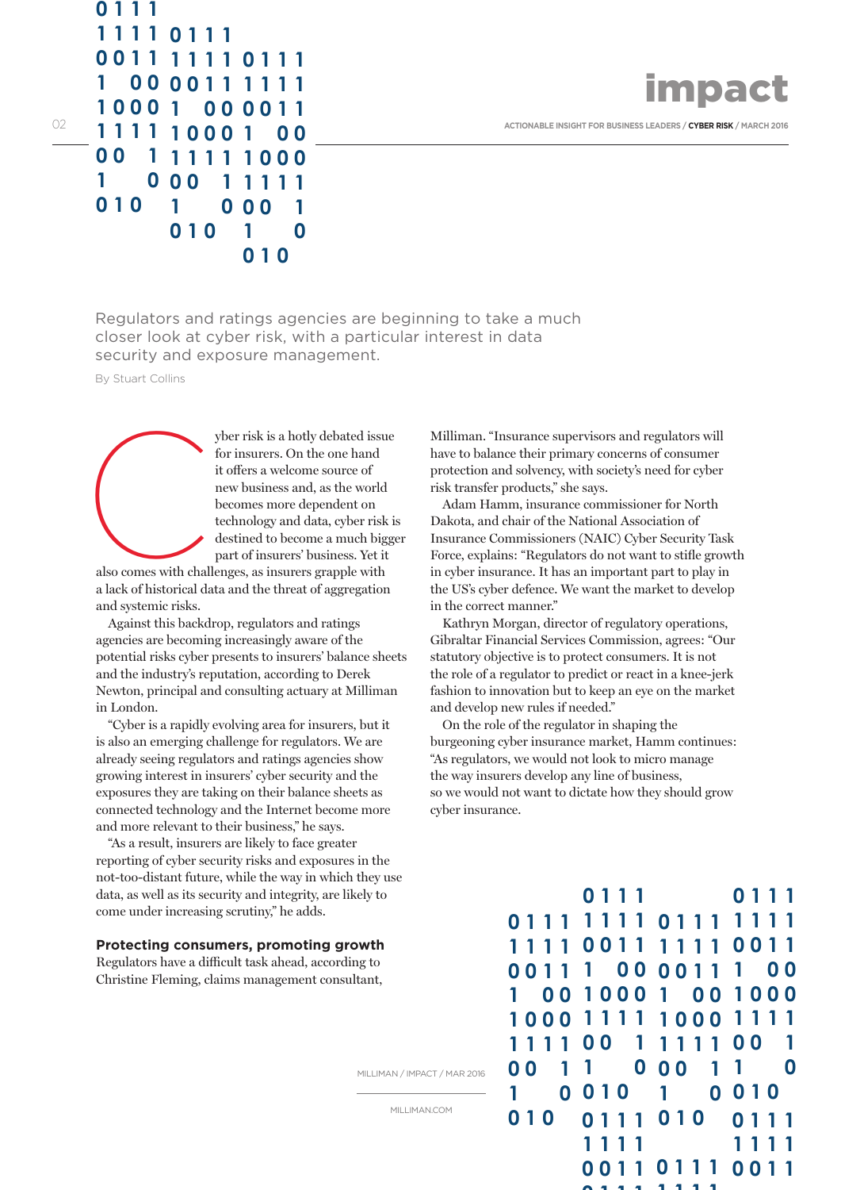Regulators and ratings agencies are beginning to take a much closer look at cyber risk, with a particular interest in data security and exposure management.

By Stuart Collins

Cyber risk is a hotly debated issue for insurers. On the one hand it offers a welcome source of new business and, as the world becomes more dependent on technology and data, cyber risk is destined to become a much bigger part of insurers' business. Yet it also comes with challenges, as insurers grapple with a lack of historical data and the threat of aggregation and systemic risks.

Against this backdrop, regulators and ratings agencies are becoming increasingly aware of the potential risks cyber presents to insurers' balance sheets and the industry's reputation, according to Derek Newton, principal and consulting actuary at Milliman in London.

"Cyber is a rapidly evolving area for insurers, but it is also an emerging challenge for regulators. We are already seeing regulators and ratings agencies show growing interest in insurers' cyber security and the exposures they are taking on their balance sheets as connected technology and the Internet become more and more relevant to their business," he says.

"As a result, insurers are likely to face greater reporting of cyber security risks and exposures in the not-too-distant future, while the way in which they use data, as well as its security and integrity, are likely to come under increasing scrutiny," he adds.

## Protecting consumers, promoting growth

Regulators have a difficult task ahead, according to Christine Fleming, claims management consultant, Milliman. "Insurance supervisors and regulators will have to balance their primary concerns of consumer protection and solvency, with society's need for cyber risk transfer products," she says.

Adam Hamm, insurance commissioner for North Dakota, and chair of the National Association of Insurance Commissioners (NAIC) Cyber Security Task Force, explains: "Regulators do not want to stifle growth in cyber insurance. It has an important part to play in the US's cyber defence. We want the market to develop in the correct manner."

Kathryn Morgan, director of regulatory operations, Gibraltar Financial Services Commission, agrees: "Our statutory objective is to protect consumers. It is not the role of a regulator to predict or react in a knee-jerk fashion to innovation but to keep an eye on the market and develop new rules if needed."

On the role of the regulator in shaping the burgeoning cyber insurance market, Hamm continues: "As regulators, we would not look to micro manage the way insurers develop any line of business, so we would not want to dictate how they should grow cyber insurance.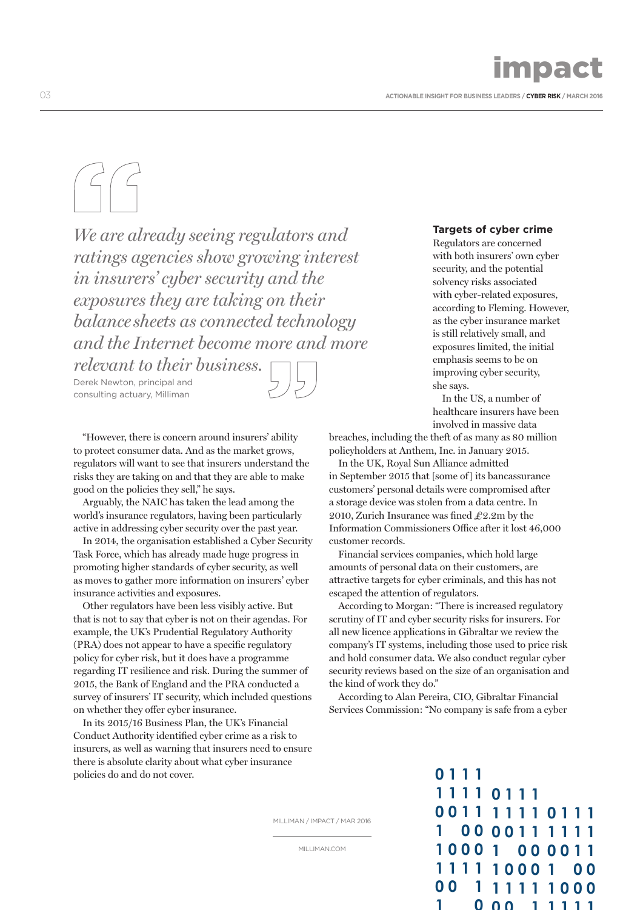> *We are already seeing regulators and ratings agencies show growing interest in insurers' cyber security and the exposures they are taking on their balance sheets as connected technology and the Internet become more and more relevant to their business.*
>
> Derek Newton, principal and consulting actuary, Milliman

"However, there is concern around insurers' ability to protect consumer data. And as the market grows, regulators will want to see that insurers understand the risks they are taking on and that they are able to make good on the policies they sell," he says.

Arguably, the NAIC has taken the lead among the world's insurance regulators, having been particularly active in addressing cyber security over the past year.

In 2014, the organisation established a Cyber Security Task Force, which has already made huge progress in promoting higher standards of cyber security, as well as moves to gather more information on insurers' cyber insurance activities and exposures.

Other regulators have been less visibly active. But that is not to say that cyber is not on their agendas. For example, the UK's Prudential Regulatory Authority (PRA) does not appear to have a specific regulatory policy for cyber risk, but it does have a programme regarding IT resilience and risk. During the summer of 2015, the Bank of England and the PRA conducted a survey of insurers' IT security, which included questions on whether they offer cyber insurance.

In its 2015/16 Business Plan, the UK's Financial Conduct Authority identified cyber crime as a risk to insurers, as well as warning that insurers need to ensure there is absolute clarity about what cyber insurance policies do and do not cover.

### Targets of cyber crime

Regulators are concerned with both insurers' own cyber security, and the potential solvency risks associated with cyber-related exposures, according to Fleming. However, as the cyber insurance market is still relatively small, and exposures limited, the initial emphasis seems to be on improving cyber security, she says.

In the US, a number of healthcare insurers have been involved in massive data breaches, including the theft of as many as 80 million policyholders at Anthem, Inc. in January 2015.

In the UK, Royal Sun Alliance admitted in September 2015 that [some of] its bancassurance customers' personal details were compromised after a storage device was stolen from a data centre. In 2010, Zurich Insurance was fined £2.2m by the Information Commissioners Office after it lost 46,000 customer records.

Financial services companies, which hold large amounts of personal data on their customers, are attractive targets for cyber criminals, and this has not escaped the attention of regulators.

According to Morgan: "There is increased regulatory scrutiny of IT and cyber security risks for insurers. For all new licence applications in Gibraltar we review the company's IT systems, including those used to price risk and hold consumer data. We also conduct regular cyber security reviews based on the size of an organisation and the kind of work they do."

According to Alan Pereira, CIO, Gibraltar Financial Services Commission: "No company is safe from a cyber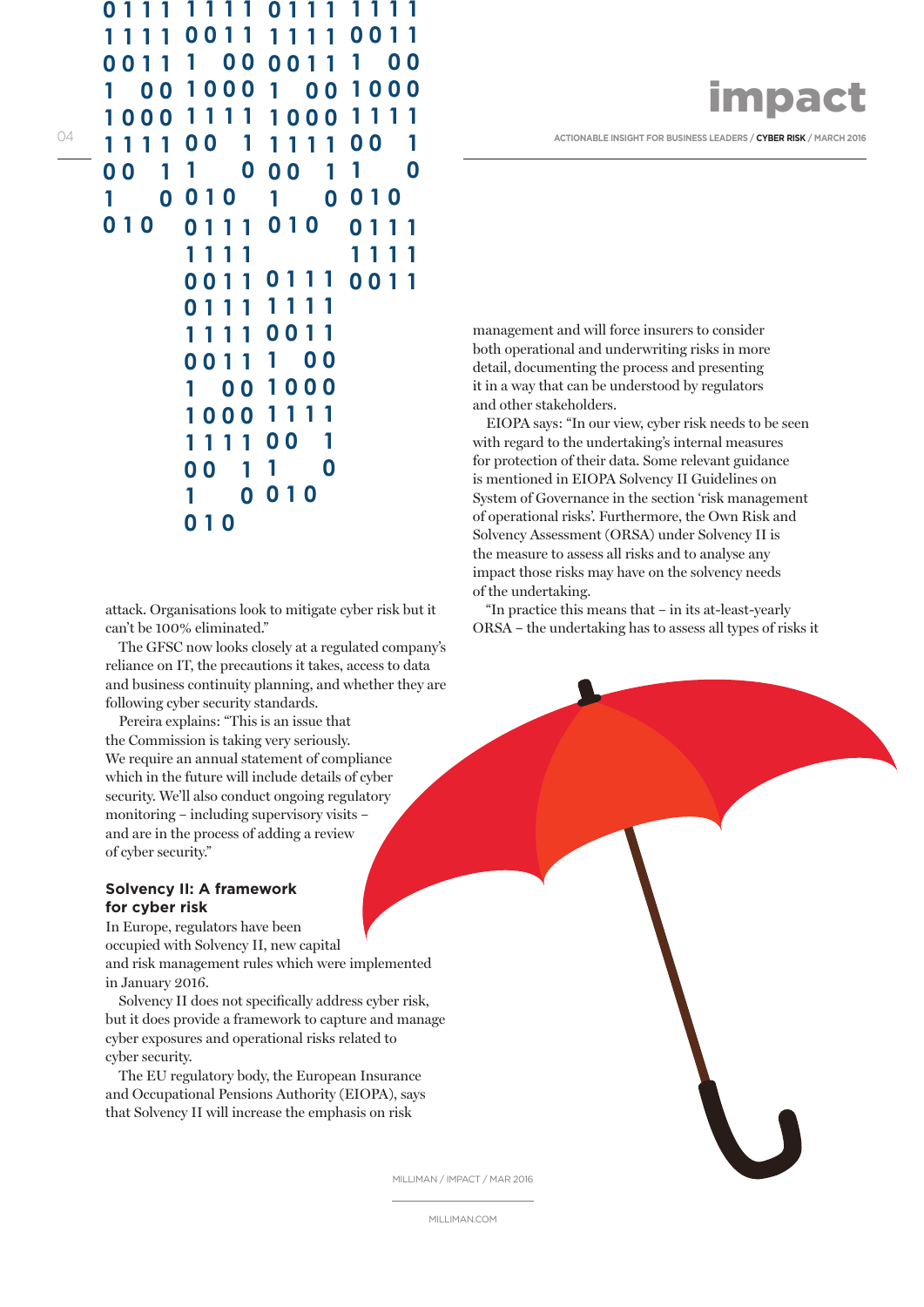attack. Organisations look to mitigate cyber risk but it can't be 100% eliminated."

The GFSC now looks closely at a regulated company's reliance on IT, the precautions it takes, access to data and business continuity planning, and whether they are following cyber security standards.

Pereira explains: "This is an issue that the Commission is taking very seriously. We require an annual statement of compliance which in the future will include details of cyber security. We'll also conduct ongoing regulatory monitoring – including supervisory visits – and are in the process of adding a review of cyber security."

## Solvency II: A framework for cyber risk

In Europe, regulators have been occupied with Solvency II, new capital and risk management rules which were implemented in January 2016.

Solvency II does not specifically address cyber risk, but it does provide a framework to capture and manage cyber exposures and operational risks related to cyber security.

The EU regulatory body, the European Insurance and Occupational Pensions Authority (EIOPA), says that Solvency II will increase the emphasis on risk management and will force insurers to consider both operational and underwriting risks in more detail, documenting the process and presenting it in a way that can be understood by regulators and other stakeholders.

EIOPA says: "In our view, cyber risk needs to be seen with regard to the undertaking's internal measures for protection of their data. Some relevant guidance is mentioned in EIOPA Solvency II Guidelines on System of Governance in the section 'risk management of operational risks'. Furthermore, the Own Risk and Solvency Assessment (ORSA) under Solvency II is the measure to assess all risks and to analyse any impact those risks may have on the solvency needs of the undertaking.

"In practice this means that – in its at-least-yearly ORSA – the undertaking has to assess all types of risks it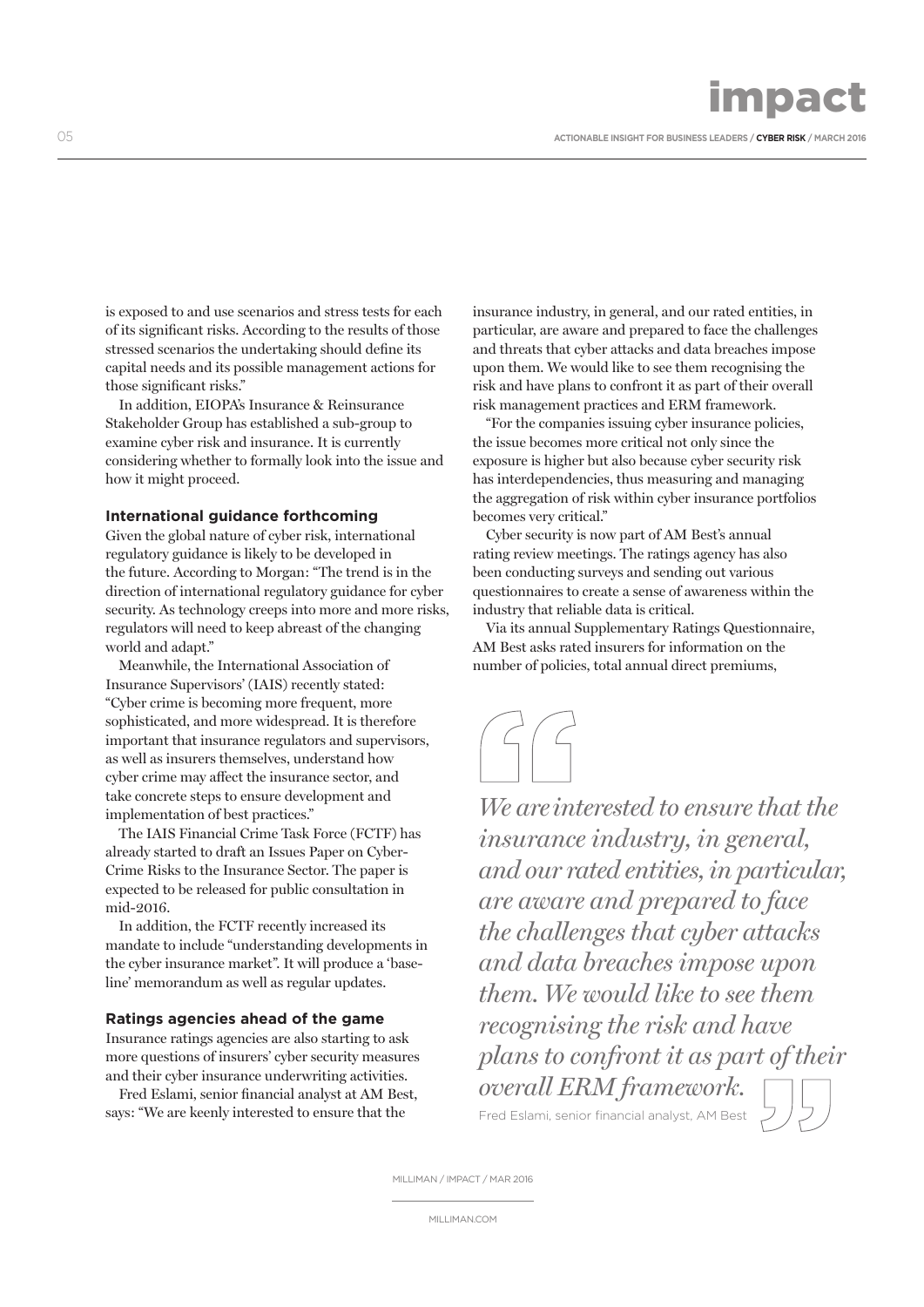is exposed to and use scenarios and stress tests for each of its significant risks. According to the results of those stressed scenarios the undertaking should define its capital needs and its possible management actions for those significant risks."

In addition, EIOPA's Insurance & Reinsurance Stakeholder Group has established a sub-group to examine cyber risk and insurance. It is currently considering whether to formally look into the issue and how it might proceed.

### International guidance forthcoming

Given the global nature of cyber risk, international regulatory guidance is likely to be developed in the future. According to Morgan: "The trend is in the direction of international regulatory guidance for cyber security. As technology creeps into more and more risks, regulators will need to keep abreast of the changing world and adapt."

Meanwhile, the International Association of Insurance Supervisors' (IAIS) recently stated: "Cyber crime is becoming more frequent, more sophisticated, and more widespread. It is therefore important that insurance regulators and supervisors, as well as insurers themselves, understand how cyber crime may affect the insurance sector, and take concrete steps to ensure development and implementation of best practices."

The IAIS Financial Crime Task Force (FCTF) has already started to draft an Issues Paper on Cyber-Crime Risks to the Insurance Sector. The paper is expected to be released for public consultation in mid-2016.

In addition, the FCTF recently increased its mandate to include "understanding developments in the cyber insurance market". It will produce a 'baseline' memorandum as well as regular updates.

### Ratings agencies ahead of the game

Insurance ratings agencies are also starting to ask more questions of insurers' cyber security measures and their cyber insurance underwriting activities.

Fred Eslami, senior financial analyst at AM Best, says: "We are keenly interested to ensure that the insurance industry, in general, and our rated entities, in particular, are aware and prepared to face the challenges and threats that cyber attacks and data breaches impose upon them. We would like to see them recognising the risk and have plans to confront it as part of their overall risk management practices and ERM framework.

"For the companies issuing cyber insurance policies, the issue becomes more critical not only since the exposure is higher but also because cyber security risk has interdependencies, thus measuring and managing the aggregation of risk within cyber insurance portfolios becomes very critical."

Cyber security is now part of AM Best's annual rating review meetings. The ratings agency has also been conducting surveys and sending out various questionnaires to create a sense of awareness within the industry that reliable data is critical.

Via its annual Supplementary Ratings Questionnaire, AM Best asks rated insurers for information on the number of policies, total annual direct premiums,

> *We are interested to ensure that the insurance industry, in general, and our rated entities, in particular, are aware and prepared to face the challenges that cyber attacks and data breaches impose upon them. We would like to see them recognising the risk and have plans to confront it as part of their overall ERM framework.*
>
> Fred Eslami, senior financial analyst, AM Best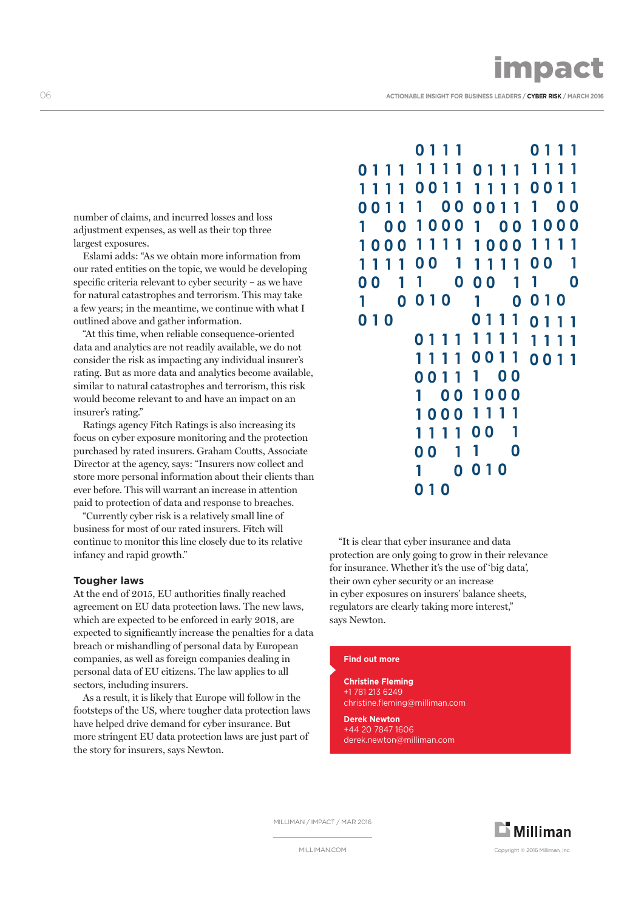number of claims, and incurred losses and loss adjustment expenses, as well as their top three largest exposures.

Eslami adds: "As we obtain more information from our rated entities on the topic, we would be developing specific criteria relevant to cyber security – as we have for natural catastrophes and terrorism. This may take a few years; in the meantime, we continue with what I outlined above and gather information.

"At this time, when reliable consequence-oriented data and analytics are not readily available, we do not consider the risk as impacting any individual insurer's rating. But as more data and analytics become available, similar to natural catastrophes and terrorism, this risk would become relevant to and have an impact on an insurer's rating."

Ratings agency Fitch Ratings is also increasing its focus on cyber exposure monitoring and the protection purchased by rated insurers. Graham Coutts, Associate Director at the agency, says: "Insurers now collect and store more personal information about their clients than ever before. This will warrant an increase in attention paid to protection of data and response to breaches.

"Currently cyber risk is a relatively small line of business for most of our rated insurers. Fitch will continue to monitor this line closely due to its relative infancy and rapid growth."

### Tougher laws

At the end of 2015, EU authorities finally reached agreement on EU data protection laws. The new laws, which are expected to be enforced in early 2018, are expected to significantly increase the penalties for a data breach or mishandling of personal data by European companies, as well as foreign companies dealing in personal data of EU citizens. The law applies to all sectors, including insurers.

As a result, it is likely that Europe will follow in the footsteps of the US, where tougher data protection laws have helped drive demand for cyber insurance. But more stringent EU data protection laws are just part of the story for insurers, says Newton.

"It is clear that cyber insurance and data protection are only going to grow in their relevance for insurance. Whether it's the use of 'big data', their own cyber security or an increase in cyber exposures on insurers' balance sheets, regulators are clearly taking more interest," says Newton.

**Find out more**

**Christine Fleming**
+1 781 213 6249
christine.fleming@milliman.com

**Derek Newton**
+44 20 7847 1606
derek.newton@milliman.com